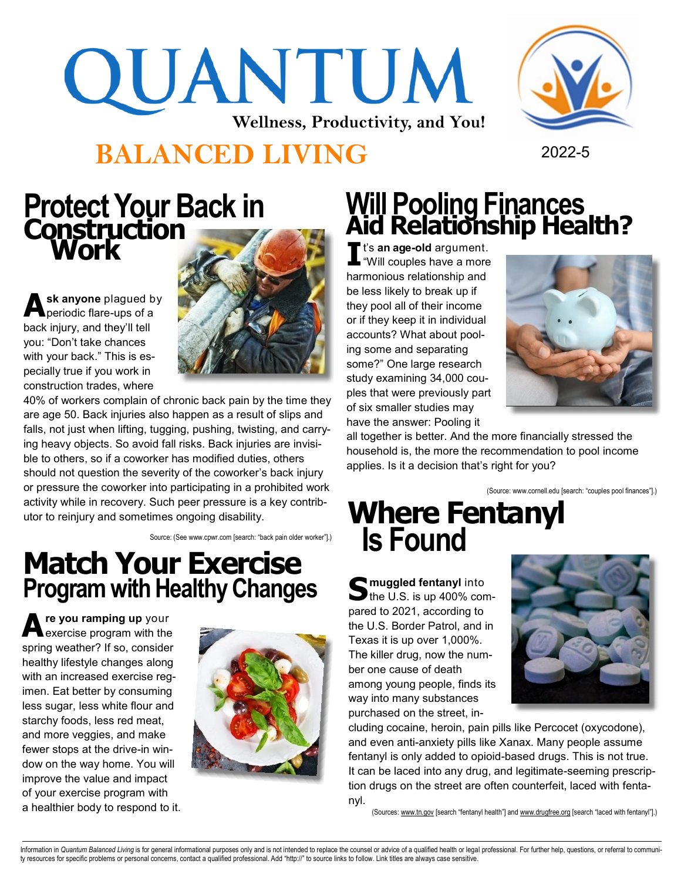# QUANTUM

**Wellness, Productivity, and You!**

## BALANCED LIVING

2022-5

## Protect Your Back in Construction Work

**Ask anyone** plagued by periodic flare-ups of a back injury, and they'll tell you: "Don't take chances with your back." This is especially true if you work in construction trades, where 40% of workers complain of chronic back pain by the time they are age 50. Back injuries also happen as a result of slips and falls, not just when lifting, tugging, pushing, twisting, and carrying heavy objects. So avoid fall risks. Back injuries are invisible to others, so if a coworker has modified duties, others should not question the severity of the coworker's back injury or pressure the coworker into participating in a prohibited work activity while in recovery. Such peer pressure is a key contributor to reinjury and sometimes ongoing disability.

Source: (See www.cpwr.com [search: "back pain older worker"].)

## Match Your Exercise Program with Healthy Changes

**Are you ramping up** your exercise program with the spring weather? If so, consider healthy lifestyle changes along with an increased exercise regimen. Eat better by consuming less sugar, less white flour and starchy foods, less red meat, and more veggies, and make fewer stops at the drive-in window on the way home. You will improve the value and impact of your exercise program with a healthier body to respond to it.

## Will Pooling Finances Aid Relationship Health?

**It's an age-old** argument. "Will couples have a more harmonious relationship and be less likely to break up if they pool all of their income or if they keep it in individual accounts? What about pooling some and separating some?" One large research study examining 34,000 couples that were previously part of six smaller studies may have the answer: Pooling it all together is better. And the more financially stressed the household is, the more the recommendation to pool income applies. Is it a decision that's right for you?

(Source: www.cornell.edu [search: "couples pool finances"].)

## Where Fentanyl Is Found

**Smuggled fentanyl** into the U.S. is up 400% compared to 2021, according to the U.S. Border Patrol, and in Texas it is up over 1,000%. The killer drug, now the number one cause of death among young people, finds its way into many substances purchased on the street, including cocaine, heroin, pain pills like Percocet (oxycodone), and even anti-anxiety pills like Xanax. Many people assume fentanyl is only added to opioid-based drugs. This is not true. It can be laced into any drug, and legitimate-seeming prescription drugs on the street are often counterfeit, laced with fentanyl.

(Sources: www.tn.gov [search "fentanyl health"] and www.drugfree.org [search "laced with fentanyl"].)

Information in *Quantum Balanced Living* is for general informational purposes only and is not intended to replace the counsel or advice of a qualified health or legal professional. For further help, questions, or referral to community resources for specific problems or personal concerns, contact a qualified professional. Add "http://" to source links to follow. Link titles are always case sensitive.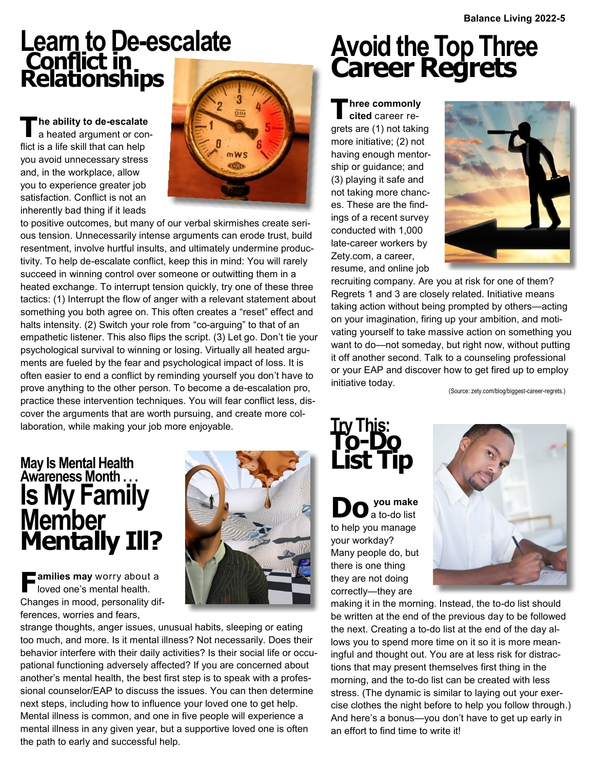# Learn to De-escalate Conflict in Relationships

**The ability to de-escalate** a heated argument or conflict is a life skill that can help you avoid unnecessary stress and, in the workplace, allow you to experience greater job satisfaction. Conflict is not an inherently bad thing if it leads to positive outcomes, but many of our verbal skirmishes create serious tension. Unnecessarily intense arguments can erode trust, build resentment, involve hurtful insults, and ultimately undermine productivity. To help de-escalate conflict, keep this in mind: You will rarely succeed in winning control over someone or outwitting them in a heated exchange. To interrupt tension quickly, try one of these three tactics: (1) Interrupt the flow of anger with a relevant statement about something you both agree on. This often creates a "reset" effect and halts intensity. (2) Switch your role from "co-arguing" to that of an empathetic listener. This also flips the script. (3) Let go. Don't tie your psychological survival to winning or losing. Virtually all heated arguments are fueled by the fear and psychological impact of loss. It is often easier to end a conflict by reminding yourself you don't have to prove anything to the other person. To become a de-escalation pro, practice these intervention techniques. You will fear conflict less, discover the arguments that are worth pursuing, and create more collaboration, while making your job more enjoyable.

# May Is Mental Health Awareness Month . . . Is My Family Member Mentally Ill?

**Families may** worry about a loved one's mental health. Changes in mood, personality differences, worries and fears, strange thoughts, anger issues, unusual habits, sleeping or eating too much, and more. Is it mental illness? Not necessarily. Does their behavior interfere with their daily activities? Is their social life or occupational functioning adversely affected? If you are concerned about another's mental health, the best first step is to speak with a professional counselor/EAP to discuss the issues. You can then determine next steps, including how to influence your loved one to get help. Mental illness is common, and one in five people will experience a mental illness in any given year, but a supportive loved one is often the path to early and successful help.

# Avoid the Top Three Career Regrets

**Three commonly cited** career regrets are (1) not taking more initiative; (2) not having enough mentorship or guidance; and (3) playing it safe and not taking more chances. These are the findings of a recent survey conducted with 1,000 late-career workers by Zety.com, a career, resume, and online job recruiting company. Are you at risk for one of them? Regrets 1 and 3 are closely related. Initiative means taking action without being prompted by others—acting on your imagination, firing up your ambition, and motivating yourself to take massive action on something you want to do—not someday, but right now, without putting it off another second. Talk to a counseling professional or your EAP and discover how to get fired up to employ initiative today.

(Source: zety.com/blog/biggest-career-regrets.)

# Try This: To-Do List Tip

**Do you make** a to-do list to help you manage your workday? Many people do, but there is one thing they are not doing correctly—they are making it in the morning. Instead, the to-do list should be written at the end of the previous day to be followed the next. Creating a to-do list at the end of the day allows you to spend more time on it so it is more meaningful and thought out. You are at less risk for distractions that may present themselves first thing in the morning, and the to-do list can be created with less stress. (The dynamic is similar to laying out your exercise clothes the night before to help you follow through.) And here's a bonus—you don't have to get up early in an effort to find time to write it!